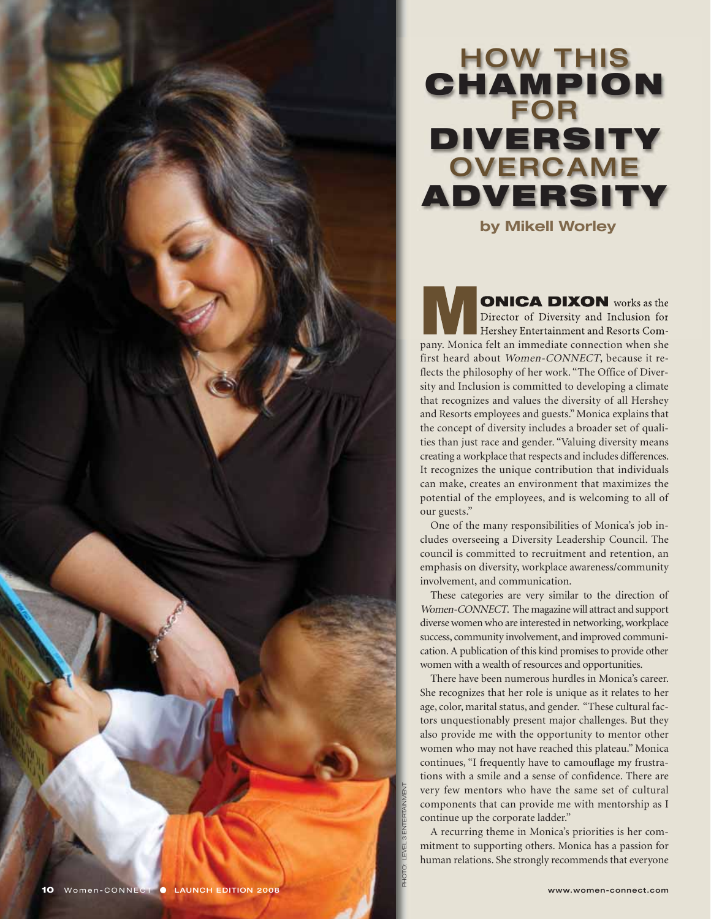# HOW THIS CHAMPION FOR DIVERSITY OVERCAME ADVERSITY

**by Mikell Worley**

**MONICA DIXON** works as the Director of Diversity and Inclusion for Hershey Entertainment and Resorts Company. Monica felt an immediate connection when she first heard about *Women-CONNECT*, because it reflects the philosophy of her work. "The Office of Diversity and Inclusion is committed to developing a climate that recognizes and values the diversity of all Hershey and Resorts employees and guests." Monica explains that the concept of diversity includes a broader set of qualities than just race and gender. "Valuing diversity means creating a workplace that respects and includes differences. It recognizes the unique contribution that individuals can make, creates an environment that maximizes the potential of the employees, and is welcoming to all of our guests."

One of the many responsibilities of Monica's job includes overseeing a Diversity Leadership Council. The council is committed to recruitment and retention, an emphasis on diversity, workplace awareness/community involvement, and communication.

These categories are very similar to the direction of *Women-CONNECT*. The magazine will attract and support diverse women who are interested in networking, workplace success, community involvement, and improved communication. A publication of this kind promises to provide other women with a wealth of resources and opportunities.

There have been numerous hurdles in Monica's career. She recognizes that her role is unique as it relates to her age, color, marital status, and gender. "These cultural factors unquestionably present major challenges. But they also provide me with the opportunity to mentor other women who may not have reached this plateau." Monica continues, "I frequently have to camouflage my frustrations with a smile and a sense of confidence. There are very few mentors who have the same set of cultural components that can provide me with mentorship as I continue up the corporate ladder."

A recurring theme in Monica's priorities is her commitment to supporting others. Monica has a passion for human relations. She strongly recommends that everyone

PHOTO: LEVEL 3 ENTERTAINMENT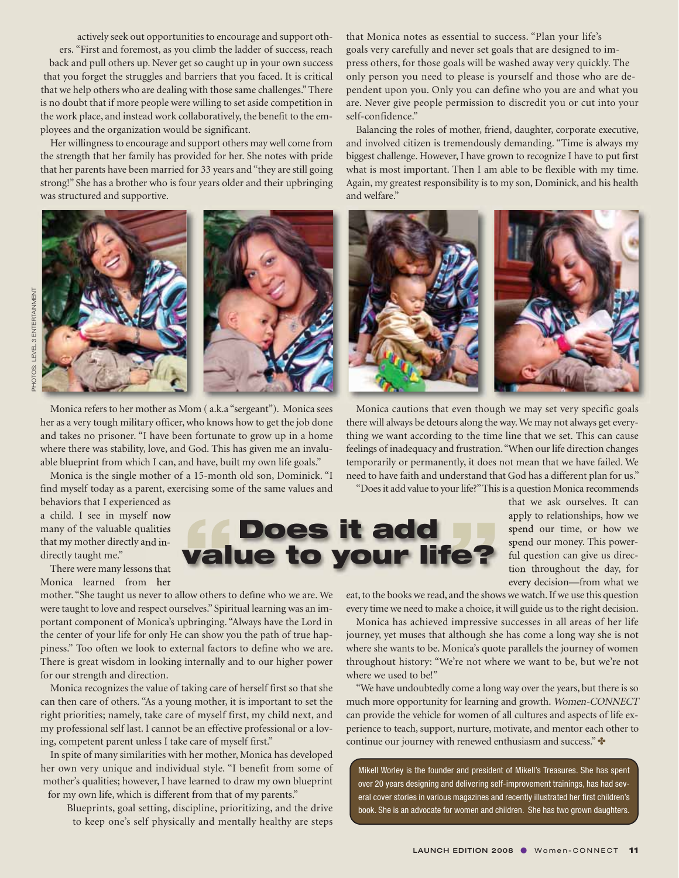actively seek out opportunities to encourage and support others. "First and foremost, as you climb the ladder of success, reach back and pull others up. Never get so caught up in your own success that you forget the struggles and barriers that you faced. It is critical that we help others who are dealing with those same challenges." There is no doubt that if more people were willing to set aside competition in the work place, and instead work collaboratively, the benefit to the employees and the organization would be significant.

Her willingness to encourage and support others may well come from the strength that her family has provided for her. She notes with pride that her parents have been married for 33 years and "they are still going strong!" She has a brother who is four years older and their upbringing was structured and supportive.

PHOTOS: LEVEL 3 ENTERTAINMENT

Monica refers to her mother as Mom ( a.k.a "sergeant"). Monica sees her as a very tough military officer, who knows how to get the job done and takes no prisoner. "I have been fortunate to grow up in a home where there was stability, love, and God. This has given me an invaluable blueprint from which I can, and have, built my own life goals."

Monica is the single mother of a 15-month old son, Dominick. "I find myself today as a parent, exercising some of the same values and behaviors that I experienced as a child. I see in myself now many of the valuable qualities that my mother directly and indirectly taught me."

There were many lessons that Monica learned from her mother. "She taught us never to allow others to define who we are. We were taught to love and respect ourselves." Spiritual learning was an important component of Monica's upbringing. "Always have the Lord in the center of your life for only He can show you the path of true happiness." Too often we look to external factors to define who we are. There is great wisdom in looking internally and to our higher power for our strength and direction.

Monica recognizes the value of taking care of herself first so that she can then care of others. "As a young mother, it is important to set the right priorities; namely, take care of myself first, my child next, and my professional self last. I cannot be an effective professional or a loving, competent parent unless I take care of myself first."

In spite of many similarities with her mother, Monica has developed her own very unique and individual style. "I benefit from some of mother's qualities; however, I have learned to draw my own blueprint for my own life, which is different from that of my parents."

Blueprints, goal setting, discipline, prioritizing, and the drive to keep one's self physically and mentally healthy are steps that Monica notes as essential to success. "Plan your life's goals very carefully and never set goals that are designed to impress others, for those goals will be washed away very quickly. The only person you need to please is yourself and those who are dependent upon you. Only you can define who you are and what you are. Never give people permission to discredit you or cut into your self-confidence."

Balancing the roles of mother, friend, daughter, corporate executive, and involved citizen is tremendously demanding. "Time is always my biggest challenge. However, I have grown to recognize I have to put first what is most important. Then I am able to be flexible with my time. Again, my greatest responsibility is to my son, Dominick, and his health and welfare."

Monica cautions that even though we may set very specific goals there will always be detours along the way. We may not always get everything we want according to the time line that we set. This can cause feelings of inadequacy and frustration. "When our life direction changes temporarily or permanently, it does not mean that we have failed. We need to have faith and understand that God has a different plan for us."

"Does it add value to your life?" This is a question Monica recommends that we ask ourselves. It can apply to relationships, how we spend our time, or how we spend our money. This powerful question can give us direction throughout the day, for every decision—from what we eat, to the books we read, and the shows we watch. If we use this question every time we need to make a choice, it will guide us to the right decision.

> **"Does it add value to your life?"**

Monica has achieved impressive successes in all areas of her life journey, yet muses that although she has come a long way she is not where she wants to be. Monica's quote parallels the journey of women throughout history: "We're not where we want to be, but we're not where we used to be!"

"We have undoubtedly come a long way over the years, but there is so much more opportunity for learning and growth. *Women-CONNECT* can provide the vehicle for women of all cultures and aspects of life experience to teach, support, nurture, motivate, and mentor each other to continue our journey with renewed enthusiasm and success." ✤

Mikell Worley is the founder and president of Mikell's Treasures. She has spent over 20 years designing and delivering self-improvement trainings, has had several cover stories in various magazines and recently illustrated her first children's book. She is an advocate for women and children. She has two grown daughters.